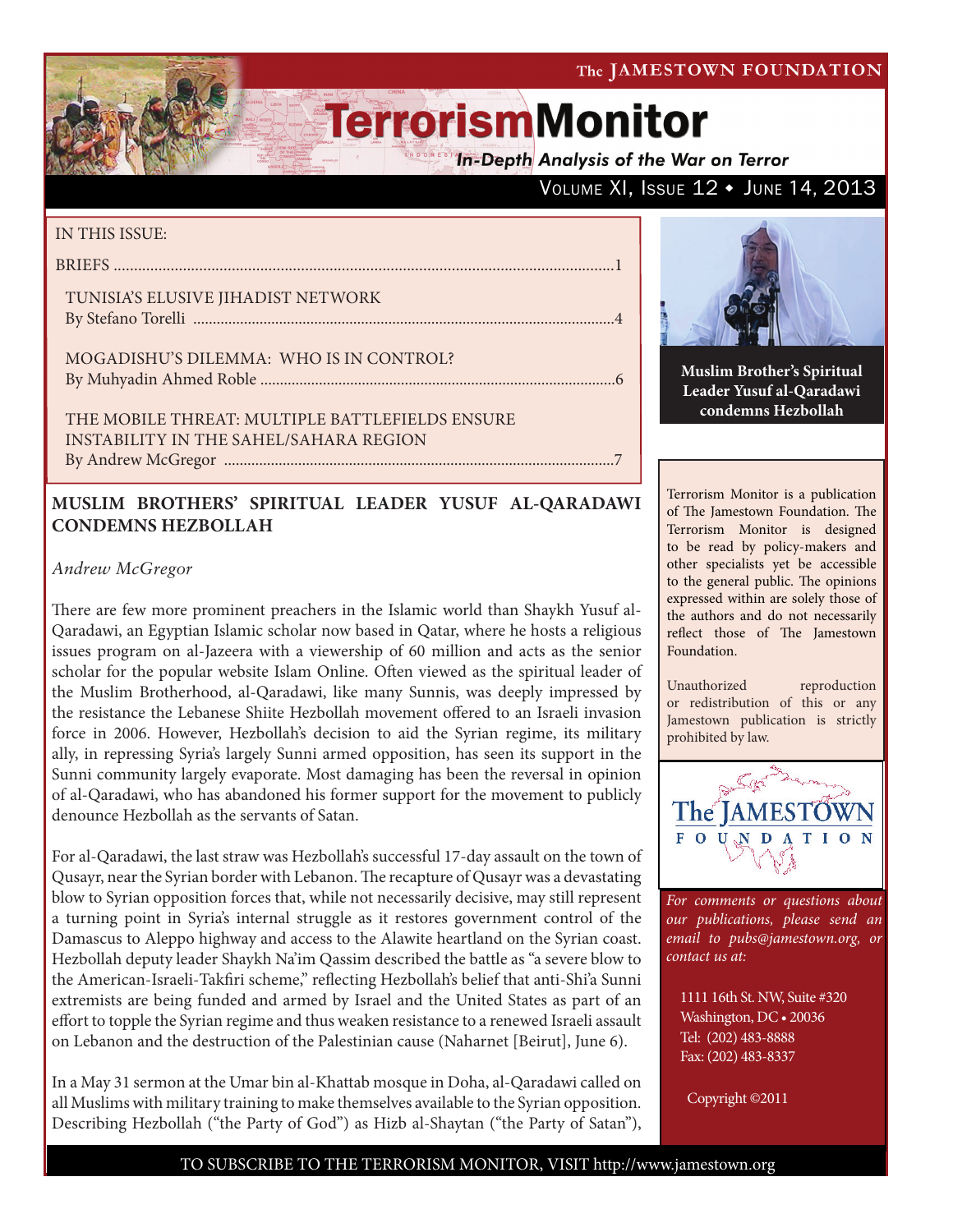# TerrorismMonitor

*In-Depth Analysis of the War on Terror*

The JAMESTOWN FOUNDATION

VOLUME XI, ISSUE 12 ♦ JUNE 14, 2013

IN THIS ISSUE:

BRIEFS ....................................................................................................................1

TUNISIA'S ELUSIVE JIHADIST NETWORK
By Stefano Torelli ....................................................................................................4

MOGADISHU'S DILEMMA: WHO IS IN CONTROL?
By Muhyadin Ahmed Roble ....................................................................................6

THE MOBILE THREAT: MULTIPLE BATTLEFIELDS ENSURE INSTABILITY IN THE SAHEL/SAHARA REGION
By Andrew McGregor ..............................................................................................7

**Muslim Brother's Spiritual Leader Yusuf al-Qaradawi condemns Hezbollah**

## MUSLIM BROTHERS' SPIRITUAL LEADER YUSUF AL-QARADAWI CONDEMNS HEZBOLLAH

*Andrew McGregor*

There are few more prominent preachers in the Islamic world than Shaykh Yusuf al-Qaradawi, an Egyptian Islamic scholar now based in Qatar, where he hosts a religious issues program on al-Jazeera with a viewership of 60 million and acts as the senior scholar for the popular website Islam Online. Often viewed as the spiritual leader of the Muslim Brotherhood, al-Qaradawi, like many Sunnis, was deeply impressed by the resistance the Lebanese Shiite Hezbollah movement offered to an Israeli invasion force in 2006. However, Hezbollah's decision to aid the Syrian regime, its military ally, in repressing Syria's largely Sunni armed opposition, has seen its support in the Sunni community largely evaporate. Most damaging has been the reversal in opinion of al-Qaradawi, who has abandoned his former support for the movement to publicly denounce Hezbollah as the servants of Satan.

For al-Qaradawi, the last straw was Hezbollah's successful 17-day assault on the town of Qusayr, near the Syrian border with Lebanon. The recapture of Qusayr was a devastating blow to Syrian opposition forces that, while not necessarily decisive, may still represent a turning point in Syria's internal struggle as it restores government control of the Damascus to Aleppo highway and access to the Alawite heartland on the Syrian coast. Hezbollah deputy leader Shaykh Na'im Qassim described the battle as "a severe blow to the American-Israeli-Takfiri scheme," reflecting Hezbollah's belief that anti-Shi'a Sunni extremists are being funded and armed by Israel and the United States as part of an effort to topple the Syrian regime and thus weaken resistance to a renewed Israeli assault on Lebanon and the destruction of the Palestinian cause (Naharnet [Beirut], June 6).

In a May 31 sermon at the Umar bin al-Khattab mosque in Doha, al-Qaradawi called on all Muslims with military training to make themselves available to the Syrian opposition. Describing Hezbollah ("the Party of God") as Hizb al-Shaytan ("the Party of Satan"),

Terrorism Monitor is a publication of The Jamestown Foundation. The Terrorism Monitor is designed to be read by policy-makers and other specialists yet be accessible to the general public. The opinions expressed within are solely those of the authors and do not necessarily reflect those of The Jamestown Foundation.

Unauthorized reproduction or redistribution of this or any Jamestown publication is strictly prohibited by law.

*For comments or questions about our publications, please send an email to pubs@jamestown.org, or contact us at:*

1111 16th St. NW, Suite #320
Washington, DC • 20036
Tel: (202) 483-8888
Fax: (202) 483-8337

Copyright ©2011

TO SUBSCRIBE TO THE TERRORISM MONITOR, VISIT http://www.jamestown.org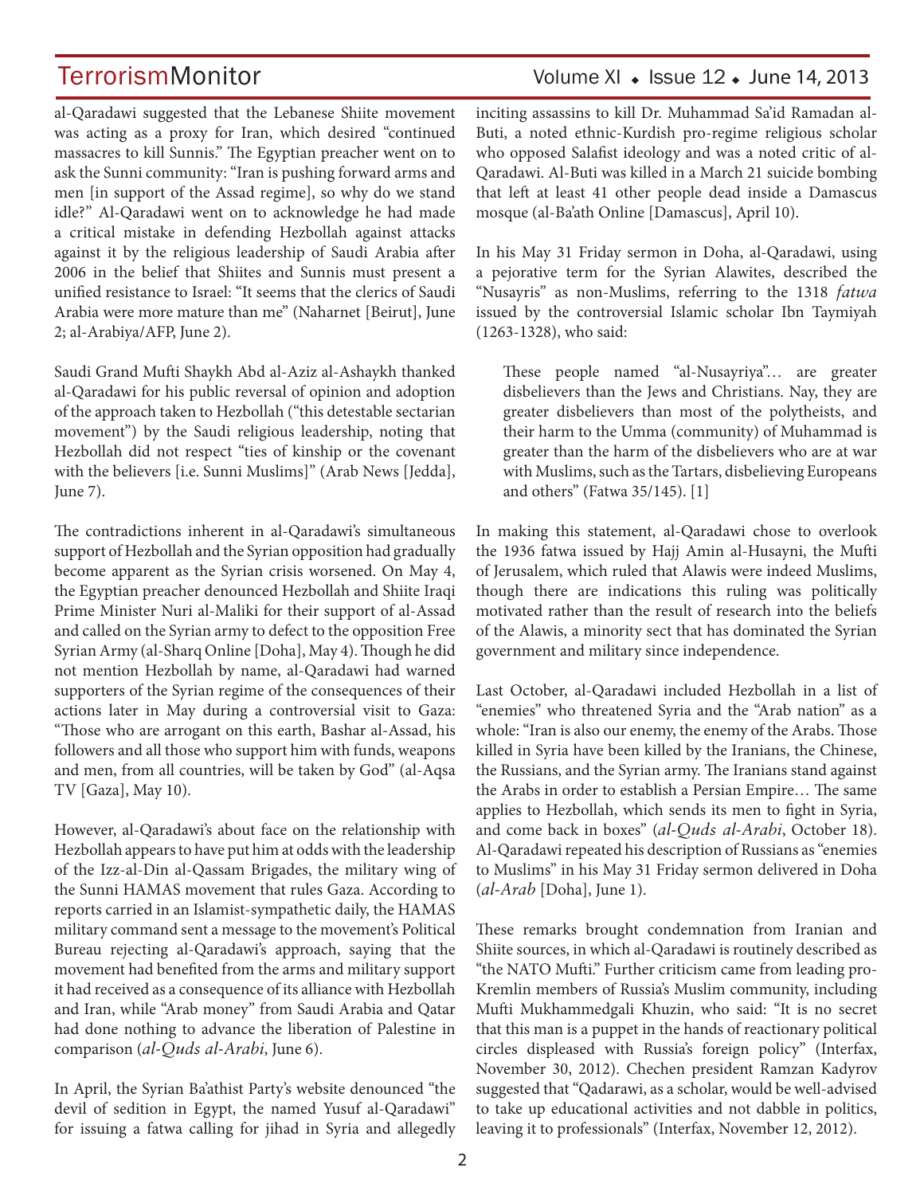al-Qaradawi suggested that the Lebanese Shiite movement was acting as a proxy for Iran, which desired "continued massacres to kill Sunnis." The Egyptian preacher went on to ask the Sunni community: "Iran is pushing forward arms and men [in support of the Assad regime], so why do we stand idle?" Al-Qaradawi went on to acknowledge he had made a critical mistake in defending Hezbollah against attacks against it by the religious leadership of Saudi Arabia after 2006 in the belief that Shiites and Sunnis must present a unified resistance to Israel: "It seems that the clerics of Saudi Arabia were more mature than me" (Naharnet [Beirut], June 2; al-Arabiya/AFP, June 2).

Saudi Grand Mufti Shaykh Abd al-Aziz al-Ashaykh thanked al-Qaradawi for his public reversal of opinion and adoption of the approach taken to Hezbollah ("this detestable sectarian movement") by the Saudi religious leadership, noting that Hezbollah did not respect "ties of kinship or the covenant with the believers [i.e. Sunni Muslims]" (Arab News [Jedda], June 7).

The contradictions inherent in al-Qaradawi's simultaneous support of Hezbollah and the Syrian opposition had gradually become apparent as the Syrian crisis worsened. On May 4, the Egyptian preacher denounced Hezbollah and Shiite Iraqi Prime Minister Nuri al-Maliki for their support of al-Assad and called on the Syrian army to defect to the opposition Free Syrian Army (al-Sharq Online [Doha], May 4). Though he did not mention Hezbollah by name, al-Qaradawi had warned supporters of the Syrian regime of the consequences of their actions later in May during a controversial visit to Gaza: "Those who are arrogant on this earth, Bashar al-Assad, his followers and all those who support him with funds, weapons and men, from all countries, will be taken by God" (al-Aqsa TV [Gaza], May 10).

However, al-Qaradawi's about face on the relationship with Hezbollah appears to have put him at odds with the leadership of the Izz-al-Din al-Qassam Brigades, the military wing of the Sunni HAMAS movement that rules Gaza. According to reports carried in an Islamist-sympathetic daily, the HAMAS military command sent a message to the movement's Political Bureau rejecting al-Qaradawi's approach, saying that the movement had benefited from the arms and military support it had received as a consequence of its alliance with Hezbollah and Iran, while "Arab money" from Saudi Arabia and Qatar had done nothing to advance the liberation of Palestine in comparison (*al-Quds al-Arabi*, June 6).

In April, the Syrian Ba'athist Party's website denounced "the devil of sedition in Egypt, the named Yusuf al-Qaradawi" for issuing a fatwa calling for jihad in Syria and allegedly inciting assassins to kill Dr. Muhammad Sa'id Ramadan al-Buti, a noted ethnic-Kurdish pro-regime religious scholar who opposed Salafist ideology and was a noted critic of al-Qaradawi. Al-Buti was killed in a March 21 suicide bombing that left at least 41 other people dead inside a Damascus mosque (al-Ba'ath Online [Damascus], April 10).

In his May 31 Friday sermon in Doha, al-Qaradawi, using a pejorative term for the Syrian Alawites, described the "Nusayris" as non-Muslims, referring to the 1318 *fatwa* issued by the controversial Islamic scholar Ibn Taymiyah (1263-1328), who said:

> These people named "al-Nusayriya"… are greater disbelievers than the Jews and Christians. Nay, they are greater disbelievers than most of the polytheists, and their harm to the Umma (community) of Muhammad is greater than the harm of the disbelievers who are at war with Muslims, such as the Tartars, disbelieving Europeans and others" (Fatwa 35/145). [1]

In making this statement, al-Qaradawi chose to overlook the 1936 fatwa issued by Hajj Amin al-Husayni, the Mufti of Jerusalem, which ruled that Alawis were indeed Muslims, though there are indications this ruling was politically motivated rather than the result of research into the beliefs of the Alawis, a minority sect that has dominated the Syrian government and military since independence.

Last October, al-Qaradawi included Hezbollah in a list of "enemies" who threatened Syria and the "Arab nation" as a whole: "Iran is also our enemy, the enemy of the Arabs. Those killed in Syria have been killed by the Iranians, the Chinese, the Russians, and the Syrian army. The Iranians stand against the Arabs in order to establish a Persian Empire… The same applies to Hezbollah, which sends its men to fight in Syria, and come back in boxes" (*al-Quds al-Arabi*, October 18). Al-Qaradawi repeated his description of Russians as "enemies to Muslims" in his May 31 Friday sermon delivered in Doha (*al-Arab* [Doha], June 1).

These remarks brought condemnation from Iranian and Shiite sources, in which al-Qaradawi is routinely described as "the NATO Mufti." Further criticism came from leading pro-Kremlin members of Russia's Muslim community, including Mufti Mukhammedgali Khuzin, who said: "It is no secret that this man is a puppet in the hands of reactionary political circles displeased with Russia's foreign policy" (Interfax, November 30, 2012). Chechen president Ramzan Kadyrov suggested that "Qadarawi, as a scholar, would be well-advised to take up educational activities and not dabble in politics, leaving it to professionals" (Interfax, November 12, 2012).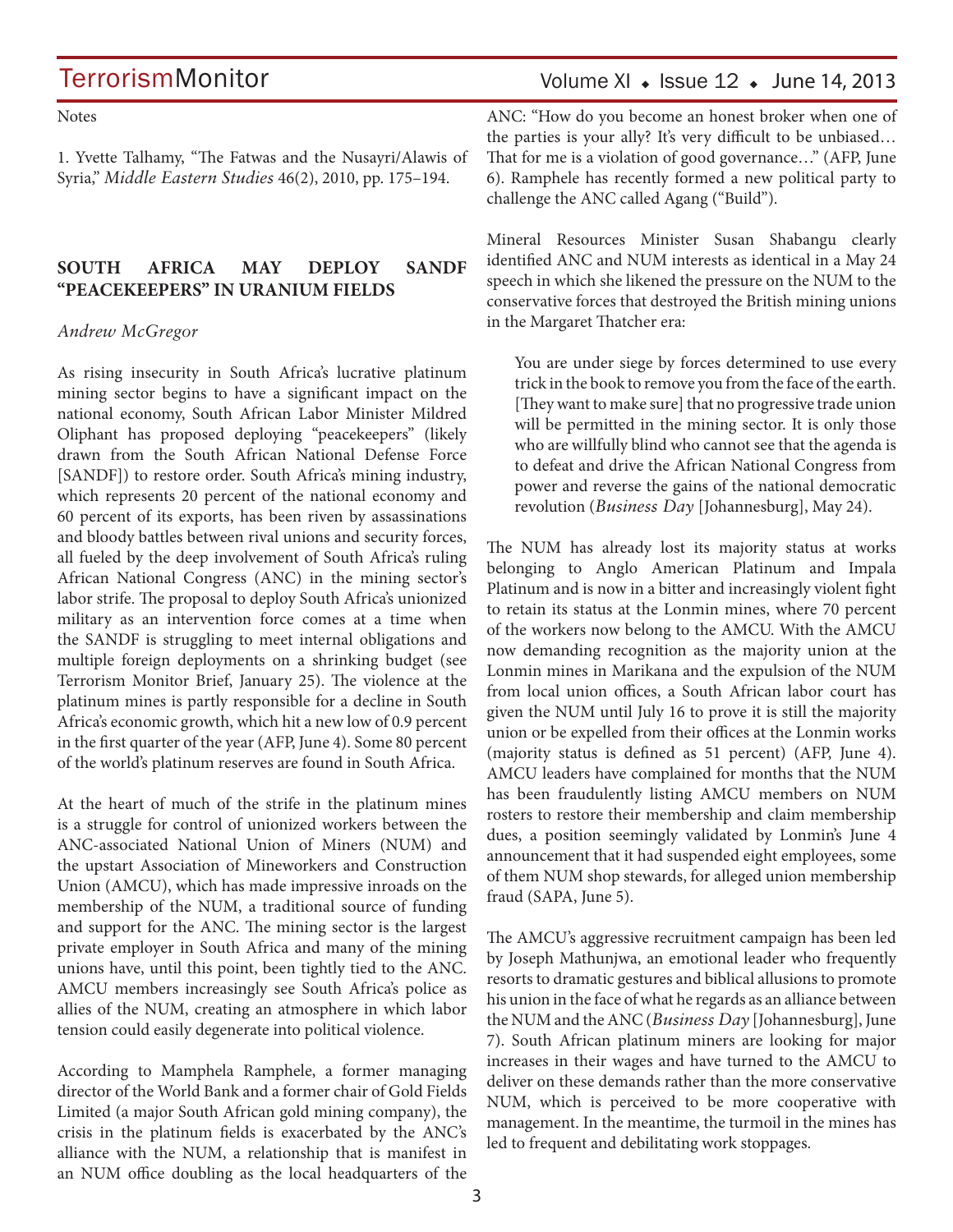Notes

1. Yvette Talhamy, "The Fatwas and the Nusayri/Alawis of Syria," *Middle Eastern Studies* 46(2), 2010, pp. 175–194.

## SOUTH AFRICA MAY DEPLOY SANDF "PEACEKEEPERS" IN URANIUM FIELDS

*Andrew McGregor*

As rising insecurity in South Africa's lucrative platinum mining sector begins to have a significant impact on the national economy, South African Labor Minister Mildred Oliphant has proposed deploying "peacekeepers" (likely drawn from the South African National Defense Force [SANDF]) to restore order. South Africa's mining industry, which represents 20 percent of the national economy and 60 percent of its exports, has been riven by assassinations and bloody battles between rival unions and security forces, all fueled by the deep involvement of South Africa's ruling African National Congress (ANC) in the mining sector's labor strife. The proposal to deploy South Africa's unionized military as an intervention force comes at a time when the SANDF is struggling to meet internal obligations and multiple foreign deployments on a shrinking budget (see Terrorism Monitor Brief, January 25). The violence at the platinum mines is partly responsible for a decline in South Africa's economic growth, which hit a new low of 0.9 percent in the first quarter of the year (AFP, June 4). Some 80 percent of the world's platinum reserves are found in South Africa.

At the heart of much of the strife in the platinum mines is a struggle for control of unionized workers between the ANC-associated National Union of Miners (NUM) and the upstart Association of Mineworkers and Construction Union (AMCU), which has made impressive inroads on the membership of the NUM, a traditional source of funding and support for the ANC. The mining sector is the largest private employer in South Africa and many of the mining unions have, until this point, been tightly tied to the ANC. AMCU members increasingly see South Africa's police as allies of the NUM, creating an atmosphere in which labor tension could easily degenerate into political violence.

According to Mamphela Ramphele, a former managing director of the World Bank and a former chair of Gold Fields Limited (a major South African gold mining company), the crisis in the platinum fields is exacerbated by the ANC's alliance with the NUM, a relationship that is manifest in an NUM office doubling as the local headquarters of the ANC: "How do you become an honest broker when one of the parties is your ally? It's very difficult to be unbiased… That for me is a violation of good governance…" (AFP, June 6). Ramphele has recently formed a new political party to challenge the ANC called Agang ("Build").

Mineral Resources Minister Susan Shabangu clearly identified ANC and NUM interests as identical in a May 24 speech in which she likened the pressure on the NUM to the conservative forces that destroyed the British mining unions in the Margaret Thatcher era:

> You are under siege by forces determined to use every trick in the book to remove you from the face of the earth. [They want to make sure] that no progressive trade union will be permitted in the mining sector. It is only those who are willfully blind who cannot see that the agenda is to defeat and drive the African National Congress from power and reverse the gains of the national democratic revolution (*Business Day* [Johannesburg], May 24).

The NUM has already lost its majority status at works belonging to Anglo American Platinum and Impala Platinum and is now in a bitter and increasingly violent fight to retain its status at the Lonmin mines, where 70 percent of the workers now belong to the AMCU. With the AMCU now demanding recognition as the majority union at the Lonmin mines in Marikana and the expulsion of the NUM from local union offices, a South African labor court has given the NUM until July 16 to prove it is still the majority union or be expelled from their offices at the Lonmin works (majority status is defined as 51 percent) (AFP, June 4). AMCU leaders have complained for months that the NUM has been fraudulently listing AMCU members on NUM rosters to restore their membership and claim membership dues, a position seemingly validated by Lonmin's June 4 announcement that it had suspended eight employees, some of them NUM shop stewards, for alleged union membership fraud (SAPA, June 5).

The AMCU's aggressive recruitment campaign has been led by Joseph Mathunjwa, an emotional leader who frequently resorts to dramatic gestures and biblical allusions to promote his union in the face of what he regards as an alliance between the NUM and the ANC (*Business Day* [Johannesburg], June 7). South African platinum miners are looking for major increases in their wages and have turned to the AMCU to deliver on these demands rather than the more conservative NUM, which is perceived to be more cooperative with management. In the meantime, the turmoil in the mines has led to frequent and debilitating work stoppages.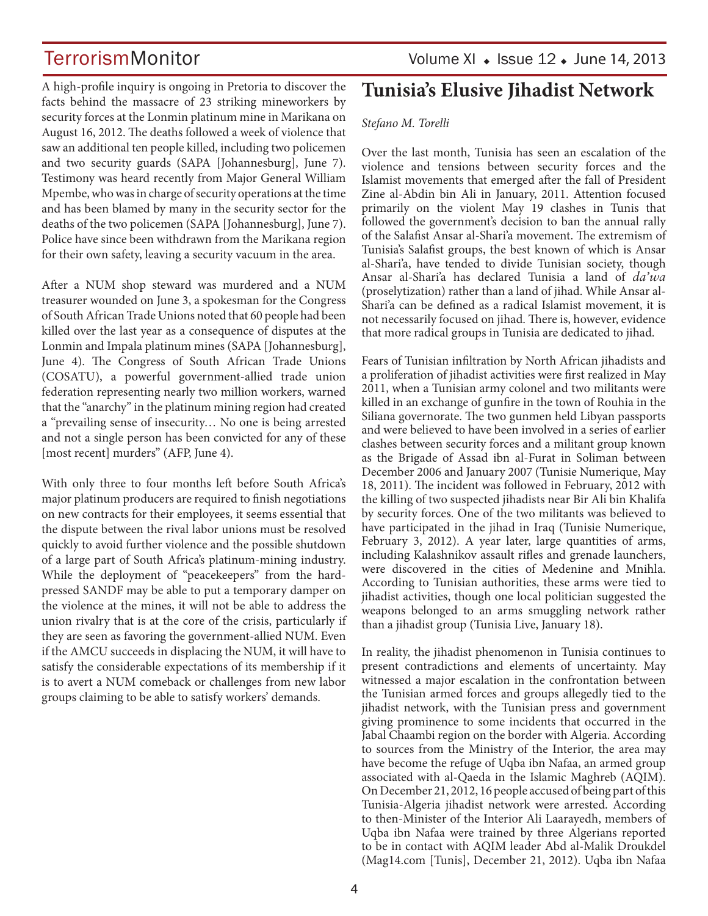A high-profile inquiry is ongoing in Pretoria to discover the facts behind the massacre of 23 striking mineworkers by security forces at the Lonmin platinum mine in Marikana on August 16, 2012. The deaths followed a week of violence that saw an additional ten people killed, including two policemen and two security guards (SAPA [Johannesburg], June 7). Testimony was heard recently from Major General William Mpembe, who was in charge of security operations at the time and has been blamed by many in the security sector for the deaths of the two policemen (SAPA [Johannesburg], June 7). Police have since been withdrawn from the Marikana region for their own safety, leaving a security vacuum in the area.

After a NUM shop steward was murdered and a NUM treasurer wounded on June 3, a spokesman for the Congress of South African Trade Unions noted that 60 people had been killed over the last year as a consequence of disputes at the Lonmin and Impala platinum mines (SAPA [Johannesburg], June 4). The Congress of South African Trade Unions (COSATU), a powerful government-allied trade union federation representing nearly two million workers, warned that the "anarchy" in the platinum mining region had created a "prevailing sense of insecurity… No one is being arrested and not a single person has been convicted for any of these [most recent] murders" (AFP, June 4).

With only three to four months left before South Africa's major platinum producers are required to finish negotiations on new contracts for their employees, it seems essential that the dispute between the rival labor unions must be resolved quickly to avoid further violence and the possible shutdown of a large part of South Africa's platinum-mining industry. While the deployment of "peacekeepers" from the hard-pressed SANDF may be able to put a temporary damper on the violence at the mines, it will not be able to address the union rivalry that is at the core of the crisis, particularly if they are seen as favoring the government-allied NUM. Even if the AMCU succeeds in displacing the NUM, it will have to satisfy the considerable expectations of its membership if it is to avert a NUM comeback or challenges from new labor groups claiming to be able to satisfy workers' demands.

# Tunisia's Elusive Jihadist Network

*Stefano M. Torelli*

Over the last month, Tunisia has seen an escalation of the violence and tensions between security forces and the Islamist movements that emerged after the fall of President Zine al-Abdin bin Ali in January, 2011. Attention focused primarily on the violent May 19 clashes in Tunis that followed the government's decision to ban the annual rally of the Salafist Ansar al-Shari'a movement. The extremism of Tunisia's Salafist groups, the best known of which is Ansar al-Shari'a, have tended to divide Tunisian society, though Ansar al-Shari'a has declared Tunisia a land of *da'wa* (proselytization) rather than a land of jihad. While Ansar al-Shari'a can be defined as a radical Islamist movement, it is not necessarily focused on jihad. There is, however, evidence that more radical groups in Tunisia are dedicated to jihad.

Fears of Tunisian infiltration by North African jihadists and a proliferation of jihadist activities were first realized in May 2011, when a Tunisian army colonel and two militants were killed in an exchange of gunfire in the town of Rouhia in the Siliana governorate. The two gunmen held Libyan passports and were believed to have been involved in a series of earlier clashes between security forces and a militant group known as the Brigade of Assad ibn al-Furat in Soliman between December 2006 and January 2007 (Tunisie Numerique, May 18, 2011). The incident was followed in February, 2012 with the killing of two suspected jihadists near Bir Ali bin Khalifa by security forces. One of the two militants was believed to have participated in the jihad in Iraq (Tunisie Numerique, February 3, 2012). A year later, large quantities of arms, including Kalashnikov assault rifles and grenade launchers, were discovered in the cities of Medenine and Mnihla. According to Tunisian authorities, these arms were tied to jihadist activities, though one local politician suggested the weapons belonged to an arms smuggling network rather than a jihadist group (Tunisia Live, January 18).

In reality, the jihadist phenomenon in Tunisia continues to present contradictions and elements of uncertainty. May witnessed a major escalation in the confrontation between the Tunisian armed forces and groups allegedly tied to the jihadist network, with the Tunisian press and government giving prominence to some incidents that occurred in the Jabal Chaambi region on the border with Algeria. According to sources from the Ministry of the Interior, the area may have become the refuge of Uqba ibn Nafaa, an armed group associated with al-Qaeda in the Islamic Maghreb (AQIM). On December 21, 2012, 16 people accused of being part of this Tunisia-Algeria jihadist network were arrested. According to then-Minister of the Interior Ali Laarayedh, members of Uqba ibn Nafaa were trained by three Algerians reported to be in contact with AQIM leader Abd al-Malik Droukdel (Mag14.com [Tunis], December 21, 2012). Uqba ibn Nafaa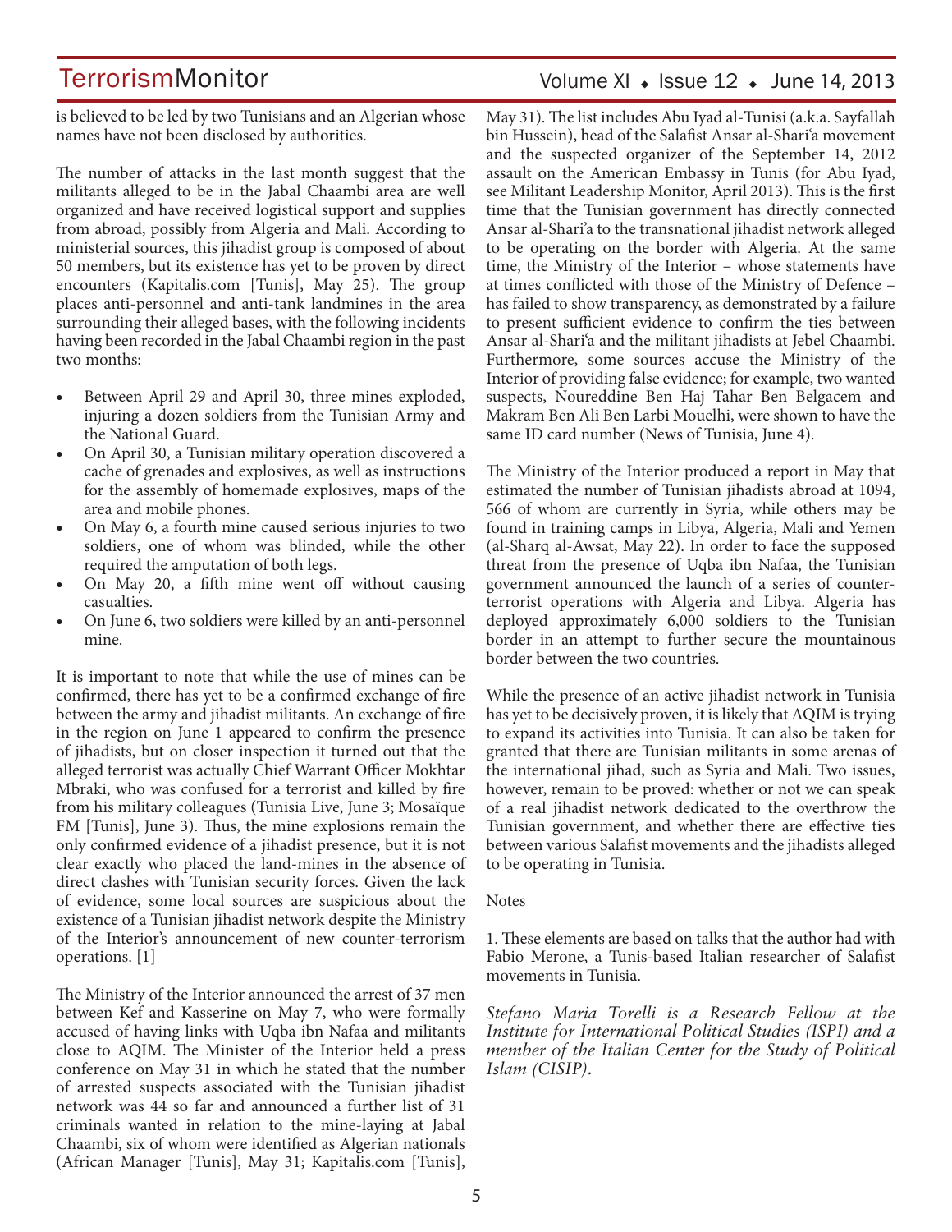is believed to be led by two Tunisians and an Algerian whose names have not been disclosed by authorities.

The number of attacks in the last month suggest that the militants alleged to be in the Jabal Chaambi area are well organized and have received logistical support and supplies from abroad, possibly from Algeria and Mali. According to ministerial sources, this jihadist group is composed of about 50 members, but its existence has yet to be proven by direct encounters (Kapitalis.com [Tunis], May 25). The group places anti-personnel and anti-tank landmines in the area surrounding their alleged bases, with the following incidents having been recorded in the Jabal Chaambi region in the past two months:

- Between April 29 and April 30, three mines exploded, injuring a dozen soldiers from the Tunisian Army and the National Guard.
- On April 30, a Tunisian military operation discovered a cache of grenades and explosives, as well as instructions for the assembly of homemade explosives, maps of the area and mobile phones.
- On May 6, a fourth mine caused serious injuries to two soldiers, one of whom was blinded, while the other required the amputation of both legs.
- On May 20, a fifth mine went off without causing casualties.
- On June 6, two soldiers were killed by an anti-personnel mine.

It is important to note that while the use of mines can be confirmed, there has yet to be a confirmed exchange of fire between the army and jihadist militants. An exchange of fire in the region on June 1 appeared to confirm the presence of jihadists, but on closer inspection it turned out that the alleged terrorist was actually Chief Warrant Officer Mokhtar Mbraki, who was confused for a terrorist and killed by fire from his military colleagues (Tunisia Live, June 3; Mosaïque FM [Tunis], June 3). Thus, the mine explosions remain the only confirmed evidence of a jihadist presence, but it is not clear exactly who placed the land-mines in the absence of direct clashes with Tunisian security forces. Given the lack of evidence, some local sources are suspicious about the existence of a Tunisian jihadist network despite the Ministry of the Interior's announcement of new counter-terrorism operations. [1]

The Ministry of the Interior announced the arrest of 37 men between Kef and Kasserine on May 7, who were formally accused of having links with Uqba ibn Nafaa and militants close to AQIM. The Minister of the Interior held a press conference on May 31 in which he stated that the number of arrested suspects associated with the Tunisian jihadist network was 44 so far and announced a further list of 31 criminals wanted in relation to the mine-laying at Jabal Chaambi, six of whom were identified as Algerian nationals (African Manager [Tunis], May 31; Kapitalis.com [Tunis], May 31). The list includes Abu Iyad al-Tunisi (a.k.a. Sayfallah bin Hussein), head of the Salafist Ansar al-Shari'a movement and the suspected organizer of the September 14, 2012 assault on the American Embassy in Tunis (for Abu Iyad, see Militant Leadership Monitor, April 2013). This is the first time that the Tunisian government has directly connected Ansar al-Shari'a to the transnational jihadist network alleged to be operating on the border with Algeria. At the same time, the Ministry of the Interior – whose statements have at times conflicted with those of the Ministry of Defence – has failed to show transparency, as demonstrated by a failure to present sufficient evidence to confirm the ties between Ansar al-Shari'a and the militant jihadists at Jebel Chaambi. Furthermore, some sources accuse the Ministry of the Interior of providing false evidence; for example, two wanted suspects, Noureddine Ben Haj Tahar Ben Belgacem and Makram Ben Ali Ben Larbi Mouelhi, were shown to have the same ID card number (News of Tunisia, June 4).

The Ministry of the Interior produced a report in May that estimated the number of Tunisian jihadists abroad at 1094, 566 of whom are currently in Syria, while others may be found in training camps in Libya, Algeria, Mali and Yemen (al-Sharq al-Awsat, May 22). In order to face the supposed threat from the presence of Uqba ibn Nafaa, the Tunisian government announced the launch of a series of counter-terrorist operations with Algeria and Libya. Algeria has deployed approximately 6,000 soldiers to the Tunisian border in an attempt to further secure the mountainous border between the two countries.

While the presence of an active jihadist network in Tunisia has yet to be decisively proven, it is likely that AQIM is trying to expand its activities into Tunisia. It can also be taken for granted that there are Tunisian militants in some arenas of the international jihad, such as Syria and Mali. Two issues, however, remain to be proved: whether or not we can speak of a real jihadist network dedicated to the overthrow the Tunisian government, and whether there are effective ties between various Salafist movements and the jihadists alleged to be operating in Tunisia.

Notes

1. These elements are based on talks that the author had with Fabio Merone, a Tunis-based Italian researcher of Salafist movements in Tunisia.

*Stefano Maria Torelli is a Research Fellow at the Institute for International Political Studies (ISPI) and a member of the Italian Center for the Study of Political Islam (CISIP).*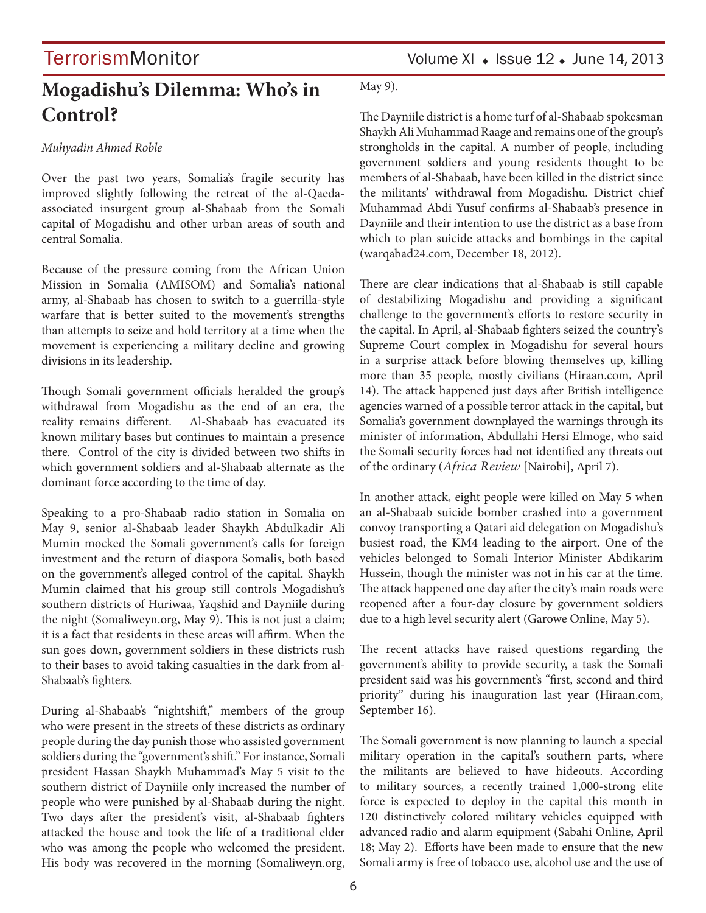# Mogadishu's Dilemma: Who's in Control?

*Muhyadin Ahmed Roble*

Over the past two years, Somalia's fragile security has improved slightly following the retreat of the al-Qaeda-associated insurgent group al-Shabaab from the Somali capital of Mogadishu and other urban areas of south and central Somalia.

Because of the pressure coming from the African Union Mission in Somalia (AMISOM) and Somalia's national army, al-Shabaab has chosen to switch to a guerrilla-style warfare that is better suited to the movement's strengths than attempts to seize and hold territory at a time when the movement is experiencing a military decline and growing divisions in its leadership.

Though Somali government officials heralded the group's withdrawal from Mogadishu as the end of an era, the reality remains different. Al-Shabaab has evacuated its known military bases but continues to maintain a presence there. Control of the city is divided between two shifts in which government soldiers and al-Shabaab alternate as the dominant force according to the time of day.

Speaking to a pro-Shabaab radio station in Somalia on May 9, senior al-Shabaab leader Shaykh Abdulkadir Ali Mumin mocked the Somali government's calls for foreign investment and the return of diaspora Somalis, both based on the government's alleged control of the capital. Shaykh Mumin claimed that his group still controls Mogadishu's southern districts of Huriwaa, Yaqshid and Dayniile during the night (Somaliweyn.org, May 9). This is not just a claim; it is a fact that residents in these areas will affirm. When the sun goes down, government soldiers in these districts rush to their bases to avoid taking casualties in the dark from al-Shabaab's fighters.

During al-Shabaab's "nightshift," members of the group who were present in the streets of these districts as ordinary people during the day punish those who assisted government soldiers during the "government's shift." For instance, Somali president Hassan Shaykh Muhammad's May 5 visit to the southern district of Dayniile only increased the number of people who were punished by al-Shabaab during the night. Two days after the president's visit, al-Shabaab fighters attacked the house and took the life of a traditional elder who was among the people who welcomed the president. His body was recovered in the morning (Somaliweyn.org, May 9).

The Dayniile district is a home turf of al-Shabaab spokesman Shaykh Ali Muhammad Raage and remains one of the group's strongholds in the capital. A number of people, including government soldiers and young residents thought to be members of al-Shabaab, have been killed in the district since the militants' withdrawal from Mogadishu. District chief Muhammad Abdi Yusuf confirms al-Shabaab's presence in Dayniile and their intention to use the district as a base from which to plan suicide attacks and bombings in the capital (warqabad24.com, December 18, 2012).

There are clear indications that al-Shabaab is still capable of destabilizing Mogadishu and providing a significant challenge to the government's efforts to restore security in the capital. In April, al-Shabaab fighters seized the country's Supreme Court complex in Mogadishu for several hours in a surprise attack before blowing themselves up, killing more than 35 people, mostly civilians (Hiraan.com, April 14). The attack happened just days after British intelligence agencies warned of a possible terror attack in the capital, but Somalia's government downplayed the warnings through its minister of information, Abdullahi Hersi Elmoge, who said the Somali security forces had not identified any threats out of the ordinary (*Africa Review* [Nairobi], April 7).

In another attack, eight people were killed on May 5 when an al-Shabaab suicide bomber crashed into a government convoy transporting a Qatari aid delegation on Mogadishu's busiest road, the KM4 leading to the airport. One of the vehicles belonged to Somali Interior Minister Abdikarim Hussein, though the minister was not in his car at the time. The attack happened one day after the city's main roads were reopened after a four-day closure by government soldiers due to a high level security alert (Garowe Online, May 5).

The recent attacks have raised questions regarding the government's ability to provide security, a task the Somali president said was his government's "first, second and third priority" during his inauguration last year (Hiraan.com, September 16).

The Somali government is now planning to launch a special military operation in the capital's southern parts, where the militants are believed to have hideouts. According to military sources, a recently trained 1,000-strong elite force is expected to deploy in the capital this month in 120 distinctively colored military vehicles equipped with advanced radio and alarm equipment (Sabahi Online, April 18; May 2). Efforts have been made to ensure that the new Somali army is free of tobacco use, alcohol use and the use of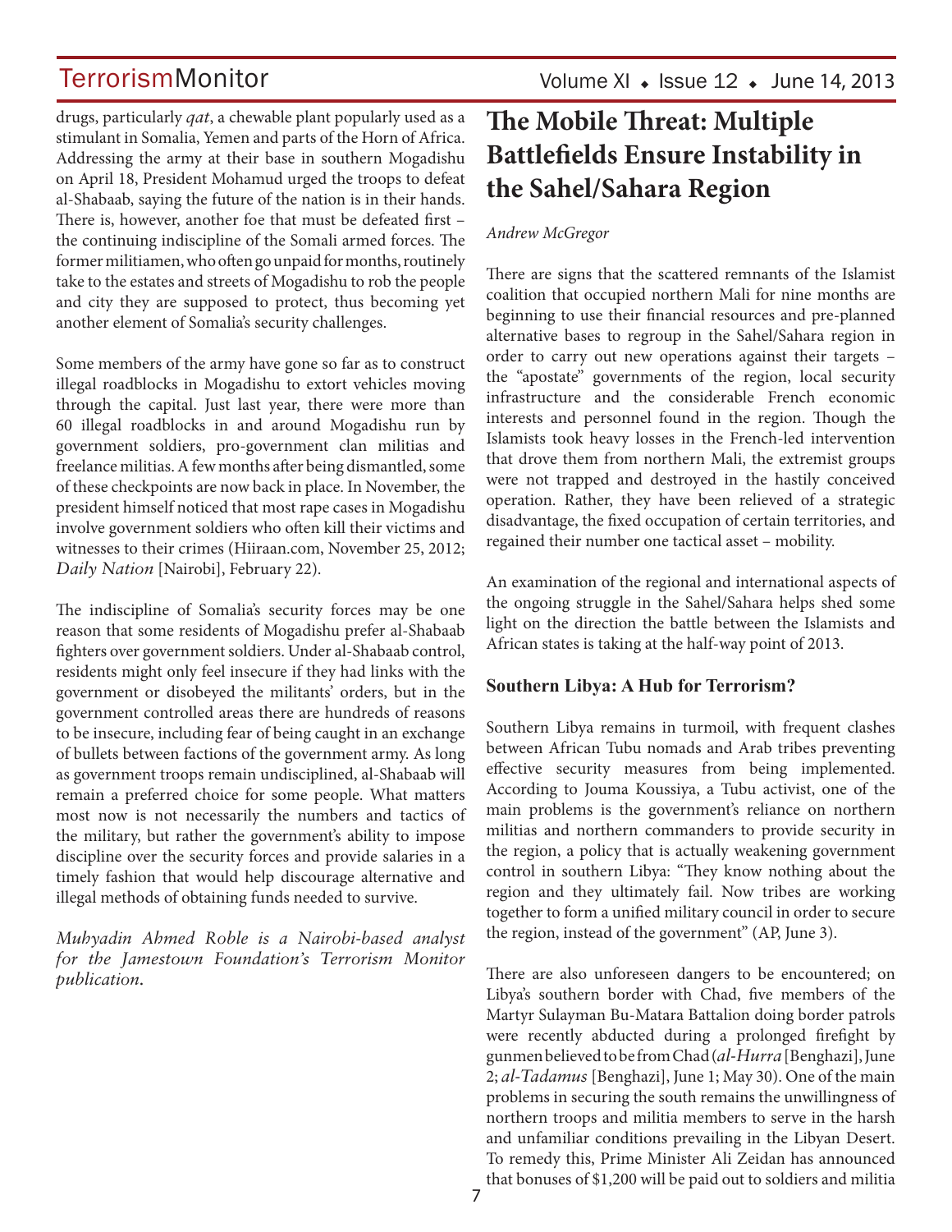drugs, particularly *qat*, a chewable plant popularly used as a stimulant in Somalia, Yemen and parts of the Horn of Africa. Addressing the army at their base in southern Mogadishu on April 18, President Mohamud urged the troops to defeat al-Shabaab, saying the future of the nation is in their hands. There is, however, another foe that must be defeated first – the continuing indiscipline of the Somali armed forces. The former militiamen, who often go unpaid for months, routinely take to the estates and streets of Mogadishu to rob the people and city they are supposed to protect, thus becoming yet another element of Somalia's security challenges.

Some members of the army have gone so far as to construct illegal roadblocks in Mogadishu to extort vehicles moving through the capital. Just last year, there were more than 60 illegal roadblocks in and around Mogadishu run by government soldiers, pro-government clan militias and freelance militias. A few months after being dismantled, some of these checkpoints are now back in place. In November, the president himself noticed that most rape cases in Mogadishu involve government soldiers who often kill their victims and witnesses to their crimes (Hiiraan.com, November 25, 2012; *Daily Nation* [Nairobi], February 22).

The indiscipline of Somalia's security forces may be one reason that some residents of Mogadishu prefer al-Shabaab fighters over government soldiers. Under al-Shabaab control, residents might only feel insecure if they had links with the government or disobeyed the militants' orders, but in the government controlled areas there are hundreds of reasons to be insecure, including fear of being caught in an exchange of bullets between factions of the government army. As long as government troops remain undisciplined, al-Shabaab will remain a preferred choice for some people. What matters most now is not necessarily the numbers and tactics of the military, but rather the government's ability to impose discipline over the security forces and provide salaries in a timely fashion that would help discourage alternative and illegal methods of obtaining funds needed to survive.

*Muhyadin Ahmed Roble is a Nairobi-based analyst for the Jamestown Foundation's Terrorism Monitor publication.*

# The Mobile Threat: Multiple Battlefields Ensure Instability in the Sahel/Sahara Region

*Andrew McGregor*

There are signs that the scattered remnants of the Islamist coalition that occupied northern Mali for nine months are beginning to use their financial resources and pre-planned alternative bases to regroup in the Sahel/Sahara region in order to carry out new operations against their targets – the "apostate" governments of the region, local security infrastructure and the considerable French economic interests and personnel found in the region. Though the Islamists took heavy losses in the French-led intervention that drove them from northern Mali, the extremist groups were not trapped and destroyed in the hastily conceived operation. Rather, they have been relieved of a strategic disadvantage, the fixed occupation of certain territories, and regained their number one tactical asset – mobility.

An examination of the regional and international aspects of the ongoing struggle in the Sahel/Sahara helps shed some light on the direction the battle between the Islamists and African states is taking at the half-way point of 2013.

**Southern Libya: A Hub for Terrorism?**

Southern Libya remains in turmoil, with frequent clashes between African Tubu nomads and Arab tribes preventing effective security measures from being implemented. According to Jouma Koussiya, a Tubu activist, one of the main problems is the government's reliance on northern militias and northern commanders to provide security in the region, a policy that is actually weakening government control in southern Libya: "They know nothing about the region and they ultimately fail. Now tribes are working together to form a unified military council in order to secure the region, instead of the government" (AP, June 3).

There are also unforeseen dangers to be encountered; on Libya's southern border with Chad, five members of the Martyr Sulayman Bu-Matara Battalion doing border patrols were recently abducted during a prolonged firefight by gunmen believed to be from Chad (*al-Hurra* [Benghazi], June 2; *al-Tadamus* [Benghazi], June 1; May 30). One of the main problems in securing the south remains the unwillingness of northern troops and militia members to serve in the harsh and unfamiliar conditions prevailing in the Libyan Desert. To remedy this, Prime Minister Ali Zeidan has announced that bonuses of $1,200 will be paid out to soldiers and militia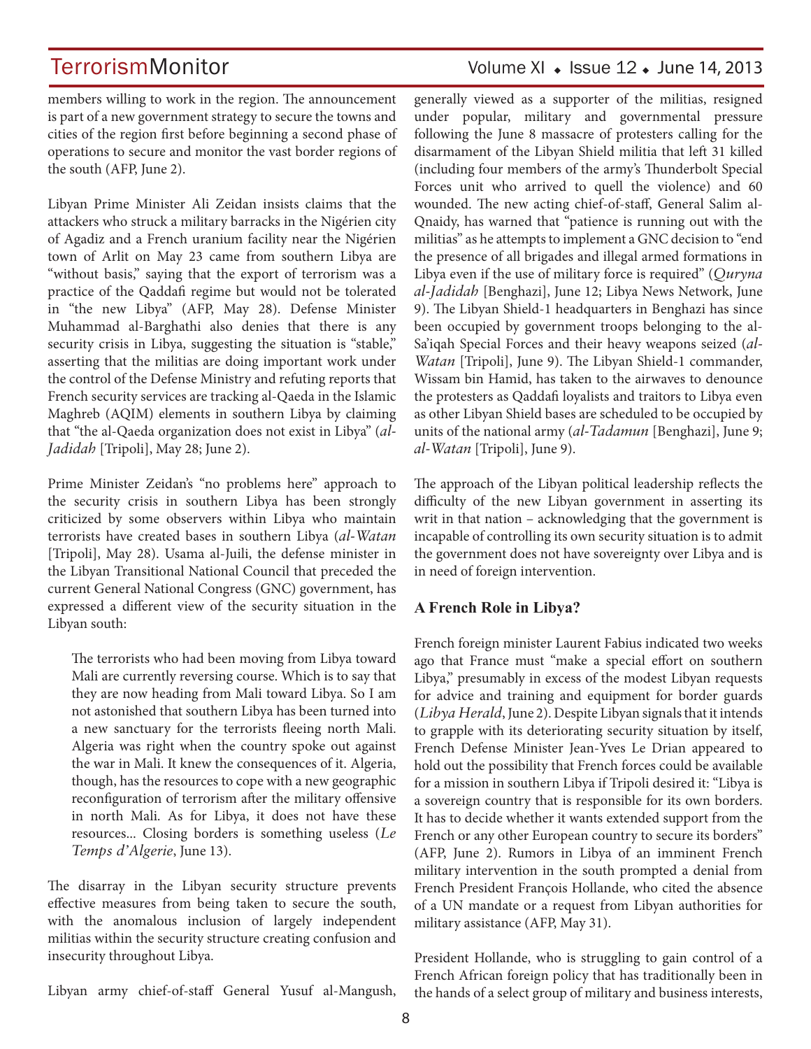members willing to work in the region. The announcement is part of a new government strategy to secure the towns and cities of the region first before beginning a second phase of operations to secure and monitor the vast border regions of the south (AFP, June 2).

Libyan Prime Minister Ali Zeidan insists claims that the attackers who struck a military barracks in the Nigérien city of Agadiz and a French uranium facility near the Nigérien town of Arlit on May 23 came from southern Libya are "without basis," saying that the export of terrorism was a practice of the Qaddafi regime but would not be tolerated in "the new Libya" (AFP, May 28). Defense Minister Muhammad al-Barghathi also denies that there is any security crisis in Libya, suggesting the situation is "stable," asserting that the militias are doing important work under the control of the Defense Ministry and refuting reports that French security services are tracking al-Qaeda in the Islamic Maghreb (AQIM) elements in southern Libya by claiming that "the al-Qaeda organization does not exist in Libya" (*al-Jadidah* [Tripoli], May 28; June 2).

Prime Minister Zeidan's "no problems here" approach to the security crisis in southern Libya has been strongly criticized by some observers within Libya who maintain terrorists have created bases in southern Libya (*al-Watan* [Tripoli], May 28). Usama al-Juili, the defense minister in the Libyan Transitional National Council that preceded the current General National Congress (GNC) government, has expressed a different view of the security situation in the Libyan south:

> The terrorists who had been moving from Libya toward Mali are currently reversing course. Which is to say that they are now heading from Mali toward Libya. So I am not astonished that southern Libya has been turned into a new sanctuary for the terrorists fleeing north Mali. Algeria was right when the country spoke out against the war in Mali. It knew the consequences of it. Algeria, though, has the resources to cope with a new geographic reconfiguration of terrorism after the military offensive in north Mali. As for Libya, it does not have these resources... Closing borders is something useless (*Le Temps d'Algerie*, June 13).

The disarray in the Libyan security structure prevents effective measures from being taken to secure the south, with the anomalous inclusion of largely independent militias within the security structure creating confusion and insecurity throughout Libya.

Libyan army chief-of-staff General Yusuf al-Mangush, generally viewed as a supporter of the militias, resigned under popular, military and governmental pressure following the June 8 massacre of protesters calling for the disarmament of the Libyan Shield militia that left 31 killed (including four members of the army's Thunderbolt Special Forces unit who arrived to quell the violence) and 60 wounded. The new acting chief-of-staff, General Salim al-Qnaidy, has warned that "patience is running out with the militias" as he attempts to implement a GNC decision to "end the presence of all brigades and illegal armed formations in Libya even if the use of military force is required" (*Quryna al-Jadidah* [Benghazi], June 12; Libya News Network, June 9). The Libyan Shield-1 headquarters in Benghazi has since been occupied by government troops belonging to the al-Sa'iqah Special Forces and their heavy weapons seized (*al-Watan* [Tripoli], June 9). The Libyan Shield-1 commander, Wissam bin Hamid, has taken to the airwaves to denounce the protesters as Qaddafi loyalists and traitors to Libya even as other Libyan Shield bases are scheduled to be occupied by units of the national army (*al-Tadamun* [Benghazi], June 9; *al-Watan* [Tripoli], June 9).

The approach of the Libyan political leadership reflects the difficulty of the new Libyan government in asserting its writ in that nation – acknowledging that the government is incapable of controlling its own security situation is to admit the government does not have sovereignty over Libya and is in need of foreign intervention.

**A French Role in Libya?**

French foreign minister Laurent Fabius indicated two weeks ago that France must "make a special effort on southern Libya," presumably in excess of the modest Libyan requests for advice and training and equipment for border guards (*Libya Herald*, June 2). Despite Libyan signals that it intends to grapple with its deteriorating security situation by itself, French Defense Minister Jean-Yves Le Drian appeared to hold out the possibility that French forces could be available for a mission in southern Libya if Tripoli desired it: "Libya is a sovereign country that is responsible for its own borders. It has to decide whether it wants extended support from the French or any other European country to secure its borders" (AFP, June 2). Rumors in Libya of an imminent French military intervention in the south prompted a denial from French President François Hollande, who cited the absence of a UN mandate or a request from Libyan authorities for military assistance (AFP, May 31).

President Hollande, who is struggling to gain control of a French African foreign policy that has traditionally been in the hands of a select group of military and business interests,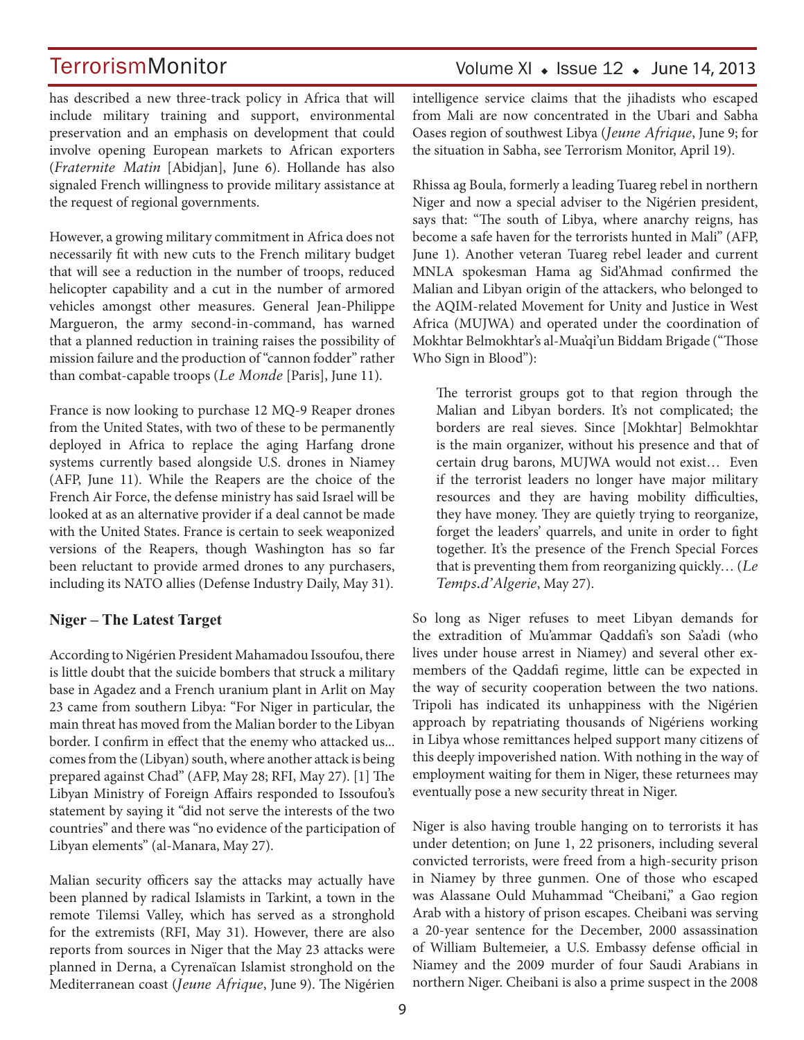has described a new three-track policy in Africa that will include military training and support, environmental preservation and an emphasis on development that could involve opening European markets to African exporters (*Fraternite Matin* [Abidjan], June 6). Hollande has also signaled French willingness to provide military assistance at the request of regional governments.

However, a growing military commitment in Africa does not necessarily fit with new cuts to the French military budget that will see a reduction in the number of troops, reduced helicopter capability and a cut in the number of armored vehicles amongst other measures. General Jean-Philippe Margueron, the army second-in-command, has warned that a planned reduction in training raises the possibility of mission failure and the production of "cannon fodder" rather than combat-capable troops (*Le Monde* [Paris], June 11).

France is now looking to purchase 12 MQ-9 Reaper drones from the United States, with two of these to be permanently deployed in Africa to replace the aging Harfang drone systems currently based alongside U.S. drones in Niamey (AFP, June 11). While the Reapers are the choice of the French Air Force, the defense ministry has said Israel will be looked at as an alternative provider if a deal cannot be made with the United States. France is certain to seek weaponized versions of the Reapers, though Washington has so far been reluctant to provide armed drones to any purchasers, including its NATO allies (Defense Industry Daily, May 31).

**Niger – The Latest Target**

According to Nigérien President Mahamadou Issoufou, there is little doubt that the suicide bombers that struck a military base in Agadez and a French uranium plant in Arlit on May 23 came from southern Libya: "For Niger in particular, the main threat has moved from the Malian border to the Libyan border. I confirm in effect that the enemy who attacked us... comes from the (Libyan) south, where another attack is being prepared against Chad" (AFP, May 28; RFI, May 27). [1] The Libyan Ministry of Foreign Affairs responded to Issoufou's statement by saying it "did not serve the interests of the two countries" and there was "no evidence of the participation of Libyan elements" (al-Manara, May 27).

Malian security officers say the attacks may actually have been planned by radical Islamists in Tarkint, a town in the remote Tilemsi Valley, which has served as a stronghold for the extremists (RFI, May 31). However, there are also reports from sources in Niger that the May 23 attacks were planned in Derna, a Cyrenaïcan Islamist stronghold on the Mediterranean coast (*Jeune Afrique*, June 9). The Nigérien intelligence service claims that the jihadists who escaped from Mali are now concentrated in the Ubari and Sabha Oases region of southwest Libya (*Jeune Afrique*, June 9; for the situation in Sabha, see Terrorism Monitor, April 19).

Rhissa ag Boula, formerly a leading Tuareg rebel in northern Niger and now a special adviser to the Nigérien president, says that: "The south of Libya, where anarchy reigns, has become a safe haven for the terrorists hunted in Mali" (AFP, June 1). Another veteran Tuareg rebel leader and current MNLA spokesman Hama ag Sid'Ahmad confirmed the Malian and Libyan origin of the attackers, who belonged to the AQIM-related Movement for Unity and Justice in West Africa (MUJWA) and operated under the coordination of Mokhtar Belmokhtar's al-Mua'qi'un Biddam Brigade ("Those Who Sign in Blood"):

> The terrorist groups got to that region through the Malian and Libyan borders. It's not complicated; the borders are real sieves. Since [Mokhtar] Belmokhtar is the main organizer, without his presence and that of certain drug barons, MUJWA would not exist… Even if the terrorist leaders no longer have major military resources and they are having mobility difficulties, they have money. They are quietly trying to reorganize, forget the leaders' quarrels, and unite in order to fight together. It's the presence of the French Special Forces that is preventing them from reorganizing quickly… (*Le Temps.d'Algerie*, May 27).

So long as Niger refuses to meet Libyan demands for the extradition of Mu'ammar Qaddafi's son Sa'adi (who lives under house arrest in Niamey) and several other ex-members of the Qaddafi regime, little can be expected in the way of security cooperation between the two nations. Tripoli has indicated its unhappiness with the Nigérien approach by repatriating thousands of Nigériens working in Libya whose remittances helped support many citizens of this deeply impoverished nation. With nothing in the way of employment waiting for them in Niger, these returnees may eventually pose a new security threat in Niger.

Niger is also having trouble hanging on to terrorists it has under detention; on June 1, 22 prisoners, including several convicted terrorists, were freed from a high-security prison in Niamey by three gunmen. One of those who escaped was Alassane Ould Muhammad "Cheibani," a Gao region Arab with a history of prison escapes. Cheibani was serving a 20-year sentence for the December, 2000 assassination of William Bultemeier, a U.S. Embassy defense official in Niamey and the 2009 murder of four Saudi Arabians in northern Niger. Cheibani is also a prime suspect in the 2008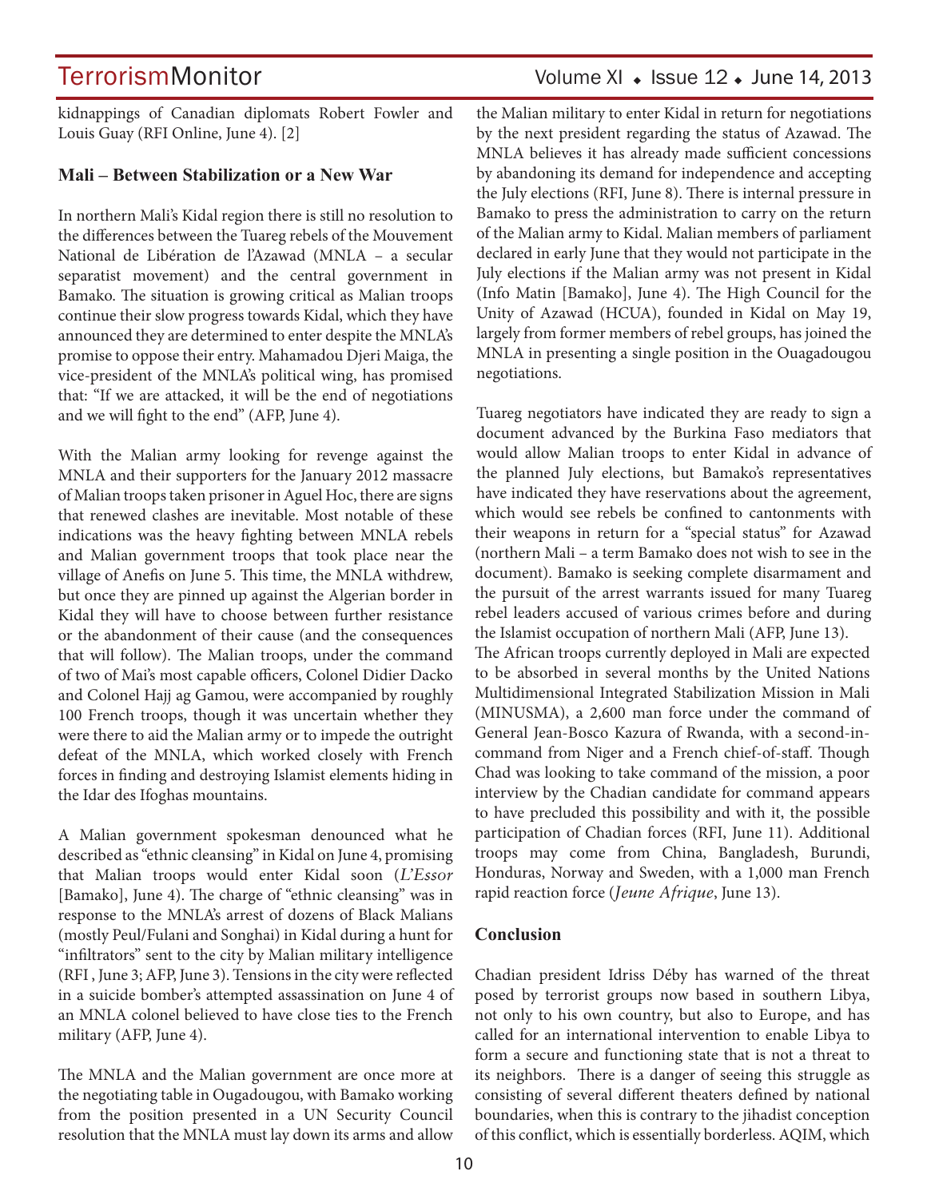kidnappings of Canadian diplomats Robert Fowler and Louis Guay (RFI Online, June 4). [2]

**Mali – Between Stabilization or a New War**

In northern Mali's Kidal region there is still no resolution to the differences between the Tuareg rebels of the Mouvement National de Libération de l'Azawad (MNLA – a secular separatist movement) and the central government in Bamako. The situation is growing critical as Malian troops continue their slow progress towards Kidal, which they have announced they are determined to enter despite the MNLA's promise to oppose their entry. Mahamadou Djeri Maiga, the vice-president of the MNLA's political wing, has promised that: "If we are attacked, it will be the end of negotiations and we will fight to the end" (AFP, June 4).

With the Malian army looking for revenge against the MNLA and their supporters for the January 2012 massacre of Malian troops taken prisoner in Aguel Hoc, there are signs that renewed clashes are inevitable. Most notable of these indications was the heavy fighting between MNLA rebels and Malian government troops that took place near the village of Anefis on June 5. This time, the MNLA withdrew, but once they are pinned up against the Algerian border in Kidal they will have to choose between further resistance or the abandonment of their cause (and the consequences that will follow). The Malian troops, under the command of two of Mai's most capable officers, Colonel Didier Dacko and Colonel Hajj ag Gamou, were accompanied by roughly 100 French troops, though it was uncertain whether they were there to aid the Malian army or to impede the outright defeat of the MNLA, which worked closely with French forces in finding and destroying Islamist elements hiding in the Idar des Ifoghas mountains.

A Malian government spokesman denounced what he described as "ethnic cleansing" in Kidal on June 4, promising that Malian troops would enter Kidal soon (*L'Essor* [Bamako], June 4). The charge of "ethnic cleansing" was in response to the MNLA's arrest of dozens of Black Malians (mostly Peul/Fulani and Songhai) in Kidal during a hunt for "infiltrators" sent to the city by Malian military intelligence (RFI , June 3; AFP, June 3). Tensions in the city were reflected in a suicide bomber's attempted assassination on June 4 of an MNLA colonel believed to have close ties to the French military (AFP, June 4).

The MNLA and the Malian government are once more at the negotiating table in Ougadougou, with Bamako working from the position presented in a UN Security Council resolution that the MNLA must lay down its arms and allow the Malian military to enter Kidal in return for negotiations by the next president regarding the status of Azawad. The MNLA believes it has already made sufficient concessions by abandoning its demand for independence and accepting the July elections (RFI, June 8). There is internal pressure in Bamako to press the administration to carry on the return of the Malian army to Kidal. Malian members of parliament declared in early June that they would not participate in the July elections if the Malian army was not present in Kidal (Info Matin [Bamako], June 4). The High Council for the Unity of Azawad (HCUA), founded in Kidal on May 19, largely from former members of rebel groups, has joined the MNLA in presenting a single position in the Ouagadougou negotiations.

Tuareg negotiators have indicated they are ready to sign a document advanced by the Burkina Faso mediators that would allow Malian troops to enter Kidal in advance of the planned July elections, but Bamako's representatives have indicated they have reservations about the agreement, which would see rebels be confined to cantonments with their weapons in return for a "special status" for Azawad (northern Mali – a term Bamako does not wish to see in the document). Bamako is seeking complete disarmament and the pursuit of the arrest warrants issued for many Tuareg rebel leaders accused of various crimes before and during the Islamist occupation of northern Mali (AFP, June 13).

The African troops currently deployed in Mali are expected to be absorbed in several months by the United Nations Multidimensional Integrated Stabilization Mission in Mali (MINUSMA), a 2,600 man force under the command of General Jean-Bosco Kazura of Rwanda, with a second-in-command from Niger and a French chief-of-staff. Though Chad was looking to take command of the mission, a poor interview by the Chadian candidate for command appears to have precluded this possibility and with it, the possible participation of Chadian forces (RFI, June 11). Additional troops may come from China, Bangladesh, Burundi, Honduras, Norway and Sweden, with a 1,000 man French rapid reaction force (*Jeune Afrique*, June 13).

**Conclusion**

Chadian president Idriss Déby has warned of the threat posed by terrorist groups now based in southern Libya, not only to his own country, but also to Europe, and has called for an international intervention to enable Libya to form a secure and functioning state that is not a threat to its neighbors. There is a danger of seeing this struggle as consisting of several different theaters defined by national boundaries, when this is contrary to the jihadist conception of this conflict, which is essentially borderless. AQIM, which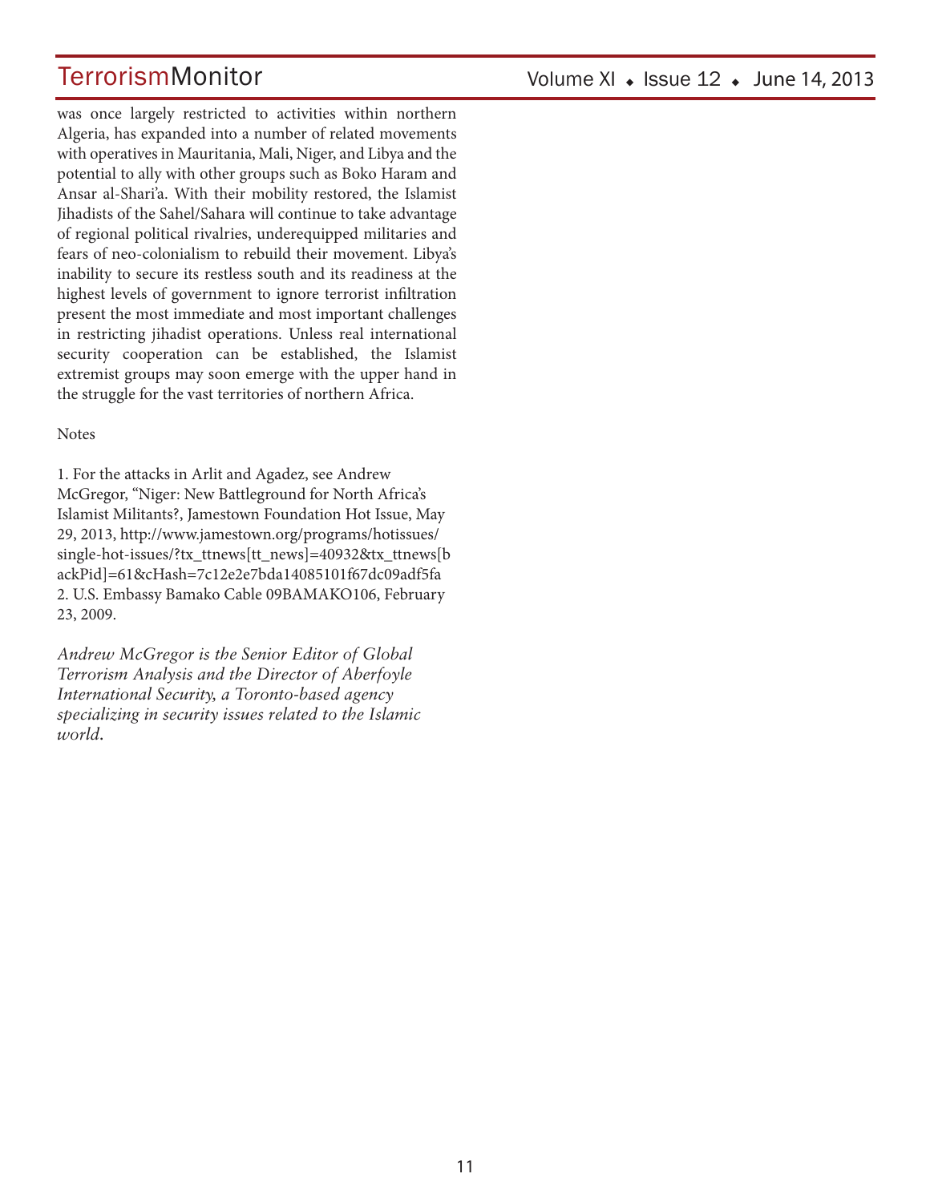was once largely restricted to activities within northern Algeria, has expanded into a number of related movements with operatives in Mauritania, Mali, Niger, and Libya and the potential to ally with other groups such as Boko Haram and Ansar al-Shari'a. With their mobility restored, the Islamist Jihadists of the Sahel/Sahara will continue to take advantage of regional political rivalries, underequipped militaries and fears of neo-colonialism to rebuild their movement. Libya's inability to secure its restless south and its readiness at the highest levels of government to ignore terrorist infiltration present the most immediate and most important challenges in restricting jihadist operations. Unless real international security cooperation can be established, the Islamist extremist groups may soon emerge with the upper hand in the struggle for the vast territories of northern Africa.

Notes

1. For the attacks in Arlit and Agadez, see Andrew McGregor, "Niger: New Battleground for North Africa's Islamist Militants?, Jamestown Foundation Hot Issue, May 29, 2013, http://www.jamestown.org/programs/hotissues/single-hot-issues/?tx_ttnews[tt_news]=40932&tx_ttnews[backPid]=61&cHash=7c12e2e7bda14085101f67dc09adf5fa
2. U.S. Embassy Bamako Cable 09BAMAKO106, February 23, 2009.

*Andrew McGregor is the Senior Editor of Global Terrorism Analysis and the Director of Aberfoyle International Security, a Toronto-based agency specializing in security issues related to the Islamic world.*